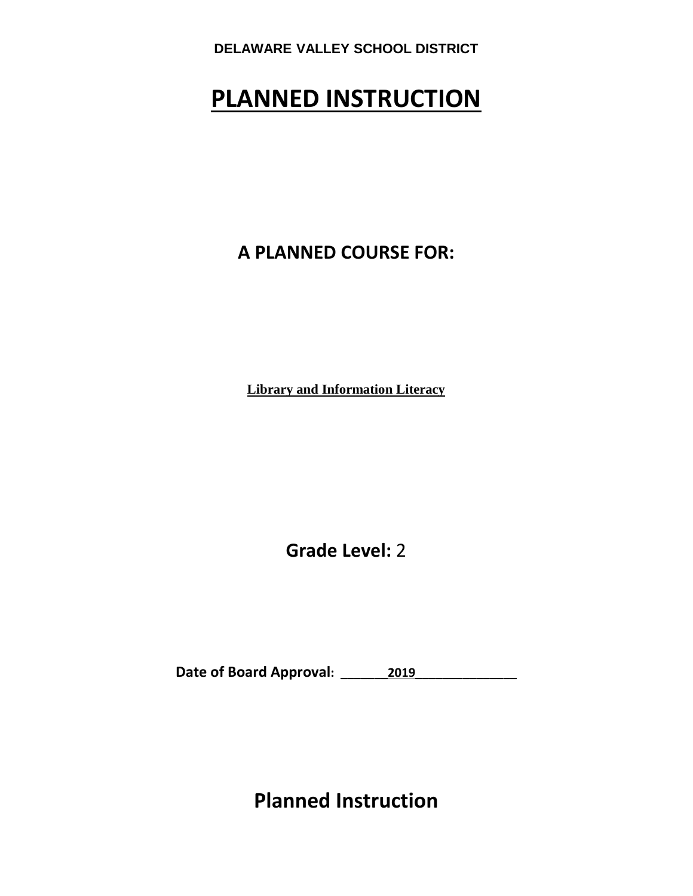**DELAWARE VALLEY SCHOOL DISTRICT**

# PLANNED INSTRUCTION

## A PLANNED COURSE FOR:

**Library and Information Literacy**

**Grade Level:** 2

**Date of Board Approval: ______2019______________**

## Planned Instruction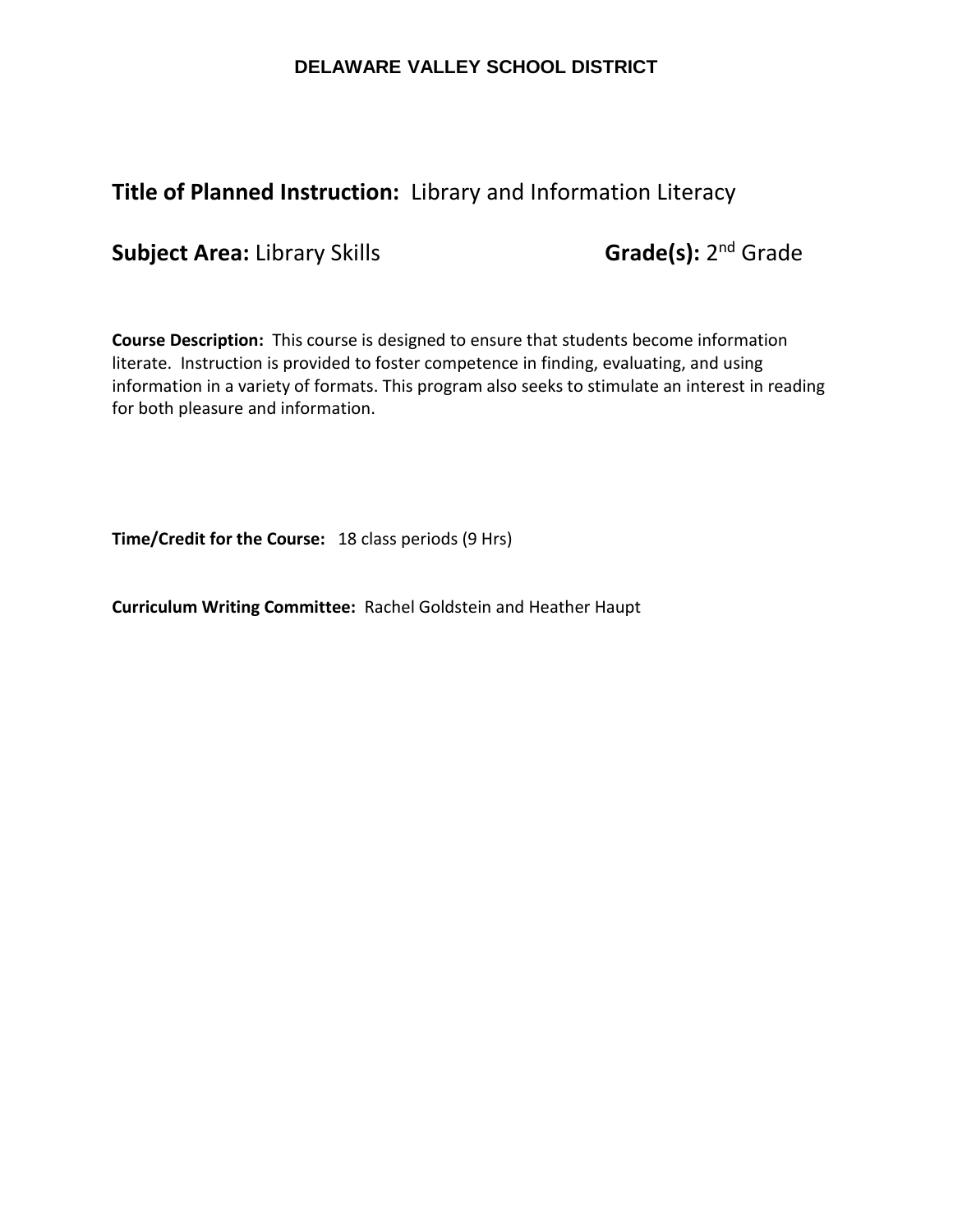**DELAWARE VALLEY SCHOOL DISTRICT**

**Title of Planned Instruction:** Library and Information Literacy

**Subject Area:** Library Skills **Grade(s):** 2nd Grade

**Course Description:** This course is designed to ensure that students become information literate. Instruction is provided to foster competence in finding, evaluating, and using information in a variety of formats. This program also seeks to stimulate an interest in reading for both pleasure and information.

**Time/Credit for the Course:** 18 class periods (9 Hrs)

**Curriculum Writing Committee:** Rachel Goldstein and Heather Haupt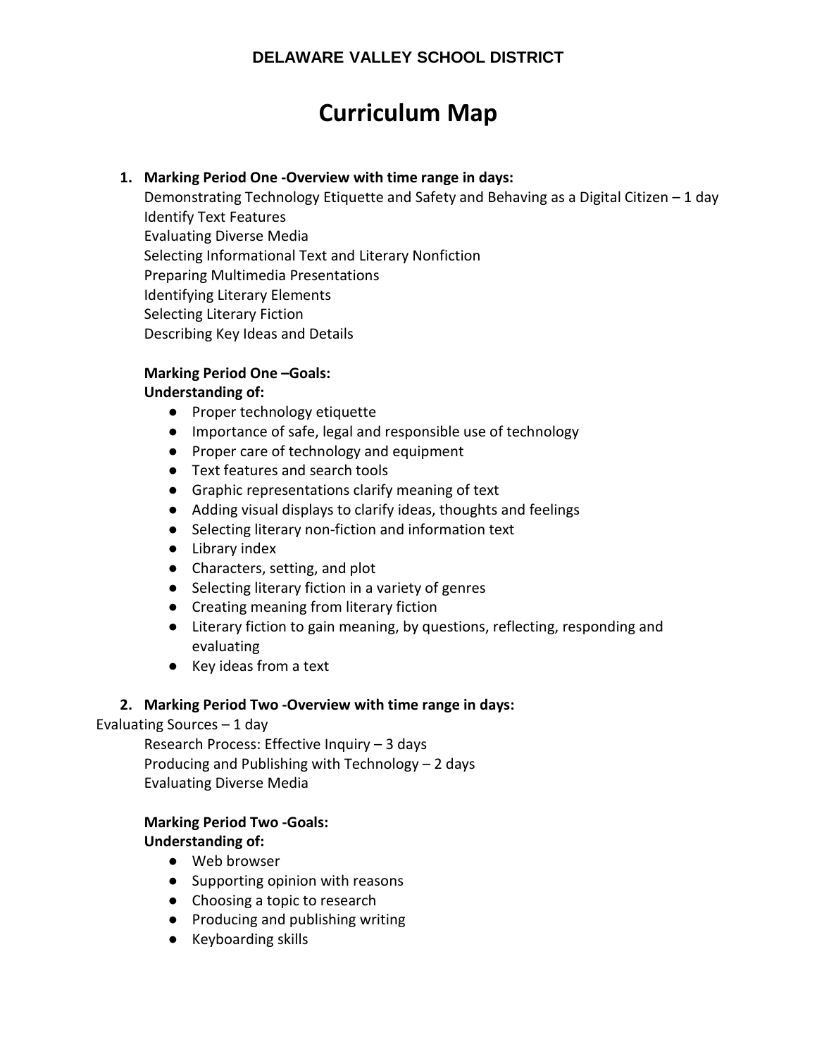**DELAWARE VALLEY SCHOOL DISTRICT**

# Curriculum Map

1. **Marking Period One -Overview with time range in days:**
   Demonstrating Technology Etiquette and Safety and Behaving as a Digital Citizen – 1 day
   Identify Text Features
   Evaluating Diverse Media
   Selecting Informational Text and Literary Nonfiction
   Preparing Multimedia Presentations
   Identifying Literary Elements
   Selecting Literary Fiction
   Describing Key Ideas and Details

   **Marking Period One –Goals:**
   **Understanding of:**
   - Proper technology etiquette
   - Importance of safe, legal and responsible use of technology
   - Proper care of technology and equipment
   - Text features and search tools
   - Graphic representations clarify meaning of text
   - Adding visual displays to clarify ideas, thoughts and feelings
   - Selecting literary non-fiction and information text
   - Library index
   - Characters, setting, and plot
   - Selecting literary fiction in a variety of genres
   - Creating meaning from literary fiction
   - Literary fiction to gain meaning, by questions, reflecting, responding and evaluating
   - Key ideas from a text

2. **Marking Period Two -Overview with time range in days:**
   Evaluating Sources – 1 day
   Research Process: Effective Inquiry – 3 days
   Producing and Publishing with Technology – 2 days
   Evaluating Diverse Media

   **Marking Period Two -Goals:**
   **Understanding of:**
   - Web browser
   - Supporting opinion with reasons
   - Choosing a topic to research
   - Producing and publishing writing
   - Keyboarding skills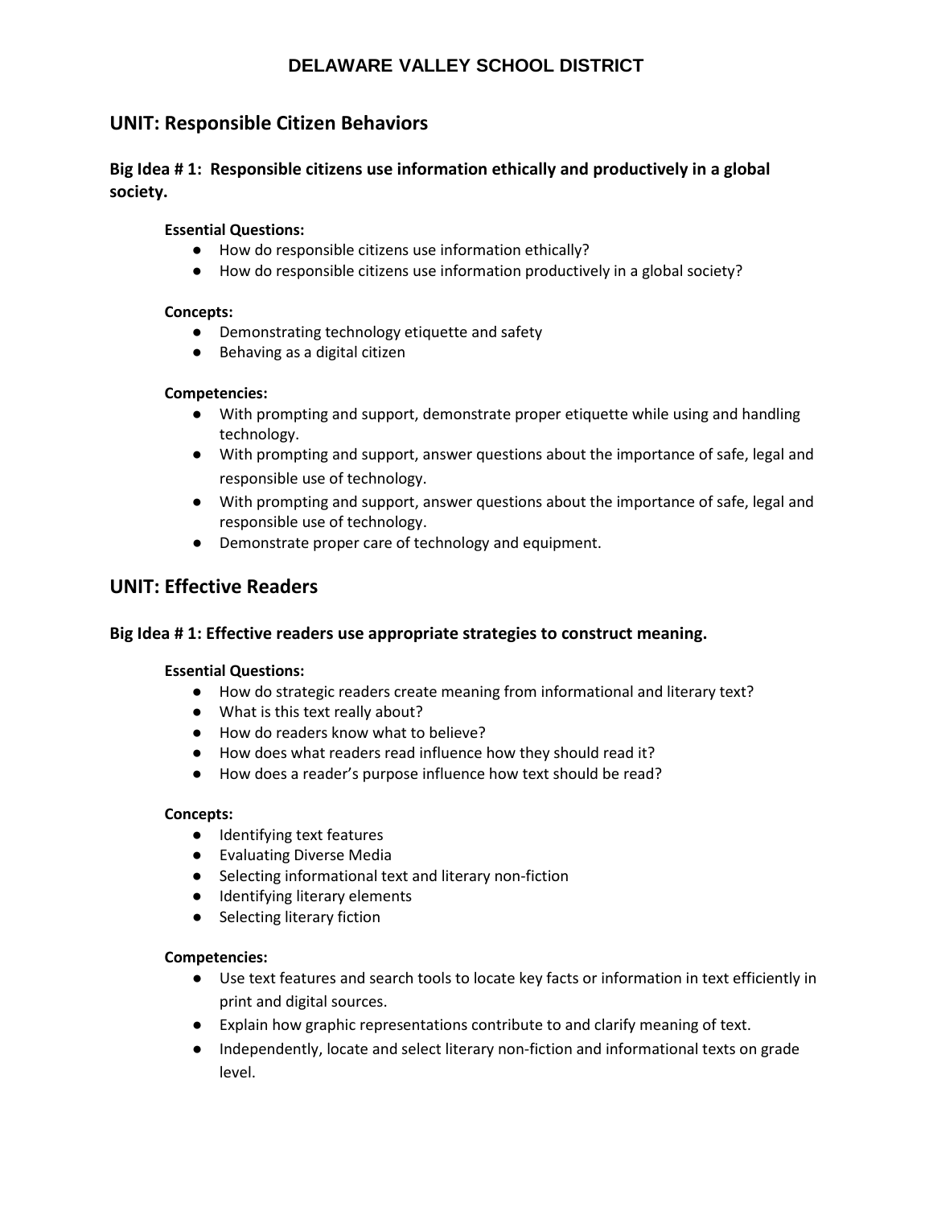# DELAWARE VALLEY SCHOOL DISTRICT

## UNIT: Responsible Citizen Behaviors

### Big Idea # 1: Responsible citizens use information ethically and productively in a global society.

**Essential Questions:**

- How do responsible citizens use information ethically?
- How do responsible citizens use information productively in a global society?

**Concepts:**

- Demonstrating technology etiquette and safety
- Behaving as a digital citizen

**Competencies:**

- With prompting and support, demonstrate proper etiquette while using and handling technology.
- With prompting and support, answer questions about the importance of safe, legal and responsible use of technology.
- With prompting and support, answer questions about the importance of safe, legal and responsible use of technology.
- Demonstrate proper care of technology and equipment.

## UNIT: Effective Readers

### Big Idea # 1: Effective readers use appropriate strategies to construct meaning.

**Essential Questions:**

- How do strategic readers create meaning from informational and literary text?
- What is this text really about?
- How do readers know what to believe?
- How does what readers read influence how they should read it?
- How does a reader's purpose influence how text should be read?

**Concepts:**

- Identifying text features
- Evaluating Diverse Media
- Selecting informational text and literary non-fiction
- Identifying literary elements
- Selecting literary fiction

**Competencies:**

- Use text features and search tools to locate key facts or information in text efficiently in print and digital sources.
- Explain how graphic representations contribute to and clarify meaning of text.
- Independently, locate and select literary non-fiction and informational texts on grade level.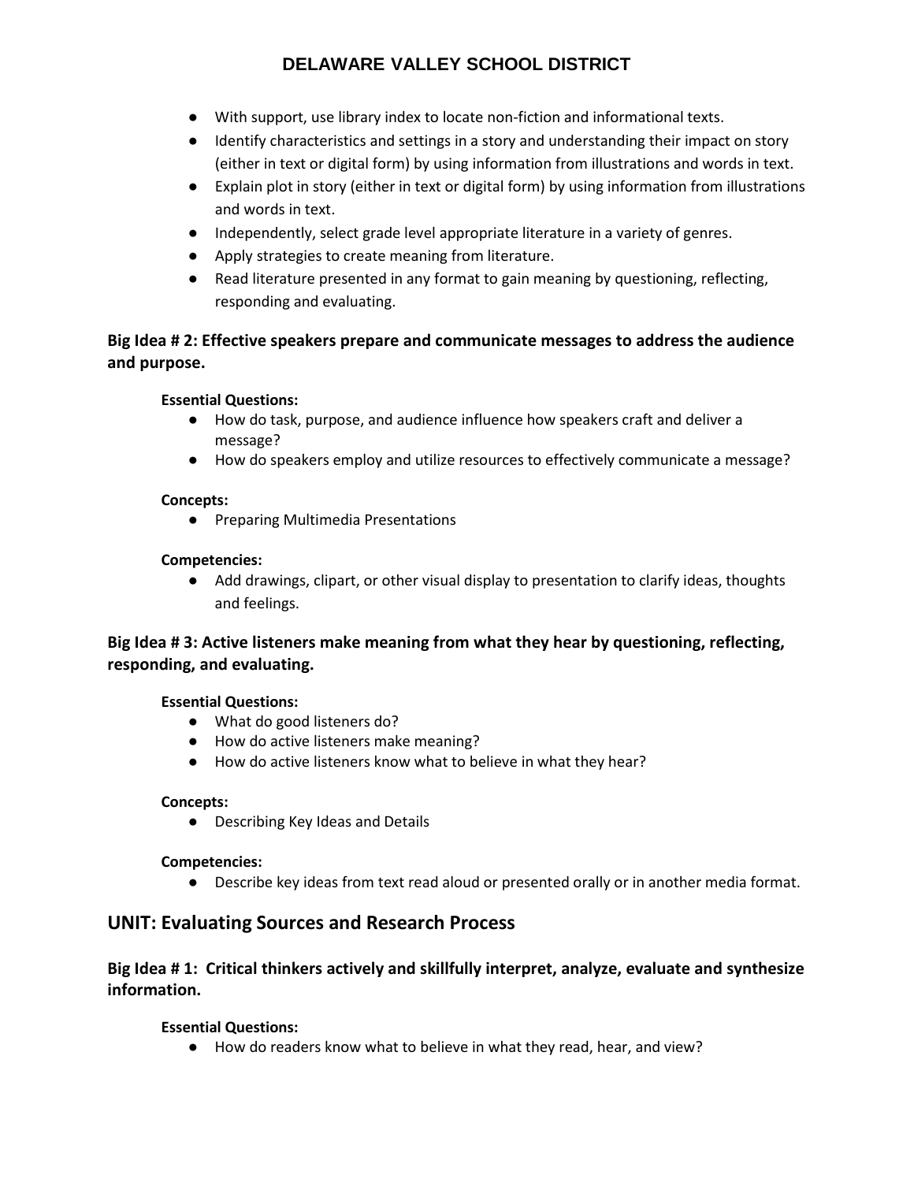- With support, use library index to locate non-fiction and informational texts.
- Identify characteristics and settings in a story and understanding their impact on story (either in text or digital form) by using information from illustrations and words in text.
- Explain plot in story (either in text or digital form) by using information from illustrations and words in text.
- Independently, select grade level appropriate literature in a variety of genres.
- Apply strategies to create meaning from literature.
- Read literature presented in any format to gain meaning by questioning, reflecting, responding and evaluating.

### Big Idea # 2: Effective speakers prepare and communicate messages to address the audience and purpose.

**Essential Questions:**

- How do task, purpose, and audience influence how speakers craft and deliver a message?
- How do speakers employ and utilize resources to effectively communicate a message?

**Concepts:**

- Preparing Multimedia Presentations

**Competencies:**

- Add drawings, clipart, or other visual display to presentation to clarify ideas, thoughts and feelings.

### Big Idea # 3: Active listeners make meaning from what they hear by questioning, reflecting, responding, and evaluating.

**Essential Questions:**

- What do good listeners do?
- How do active listeners make meaning?
- How do active listeners know what to believe in what they hear?

**Concepts:**

- Describing Key Ideas and Details

**Competencies:**

- Describe key ideas from text read aloud or presented orally or in another media format.

## UNIT: Evaluating Sources and Research Process

### Big Idea # 1: Critical thinkers actively and skillfully interpret, analyze, evaluate and synthesize information.

**Essential Questions:**

- How do readers know what to believe in what they read, hear, and view?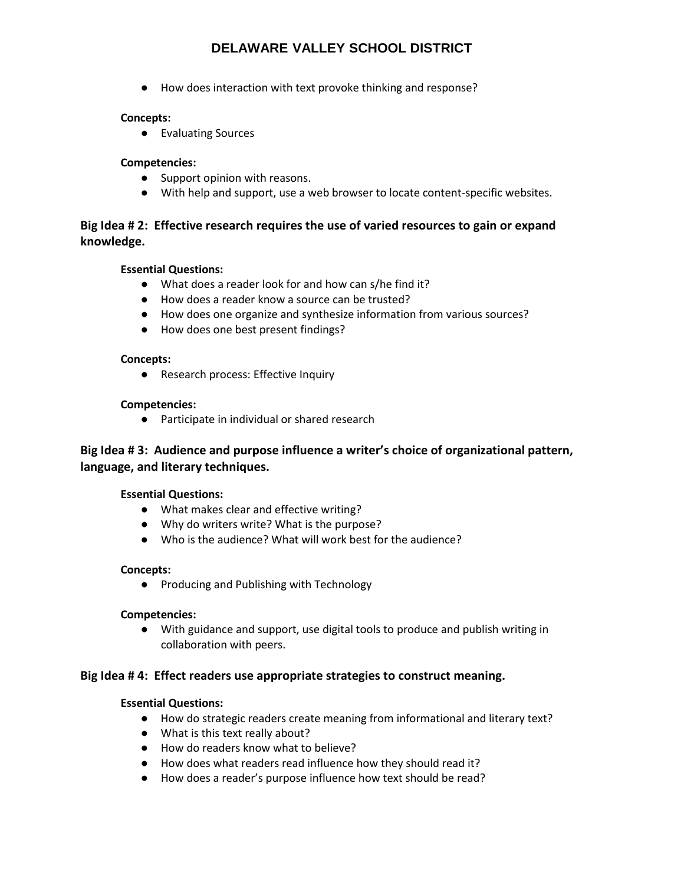- How does interaction with text provoke thinking and response?

**Concepts:**
- Evaluating Sources

**Competencies:**
- Support opinion with reasons.
- With help and support, use a web browser to locate content-specific websites.

### Big Idea # 2: Effective research requires the use of varied resources to gain or expand knowledge.

**Essential Questions:**
- What does a reader look for and how can s/he find it?
- How does a reader know a source can be trusted?
- How does one organize and synthesize information from various sources?
- How does one best present findings?

**Concepts:**
- Research process: Effective Inquiry

**Competencies:**
- Participate in individual or shared research

### Big Idea # 3: Audience and purpose influence a writer's choice of organizational pattern, language, and literary techniques.

**Essential Questions:**
- What makes clear and effective writing?
- Why do writers write? What is the purpose?
- Who is the audience? What will work best for the audience?

**Concepts:**
- Producing and Publishing with Technology

**Competencies:**
- With guidance and support, use digital tools to produce and publish writing in collaboration with peers.

### Big Idea # 4: Effect readers use appropriate strategies to construct meaning.

**Essential Questions:**
- How do strategic readers create meaning from informational and literary text?
- What is this text really about?
- How do readers know what to believe?
- How does what readers read influence how they should read it?
- How does a reader's purpose influence how text should be read?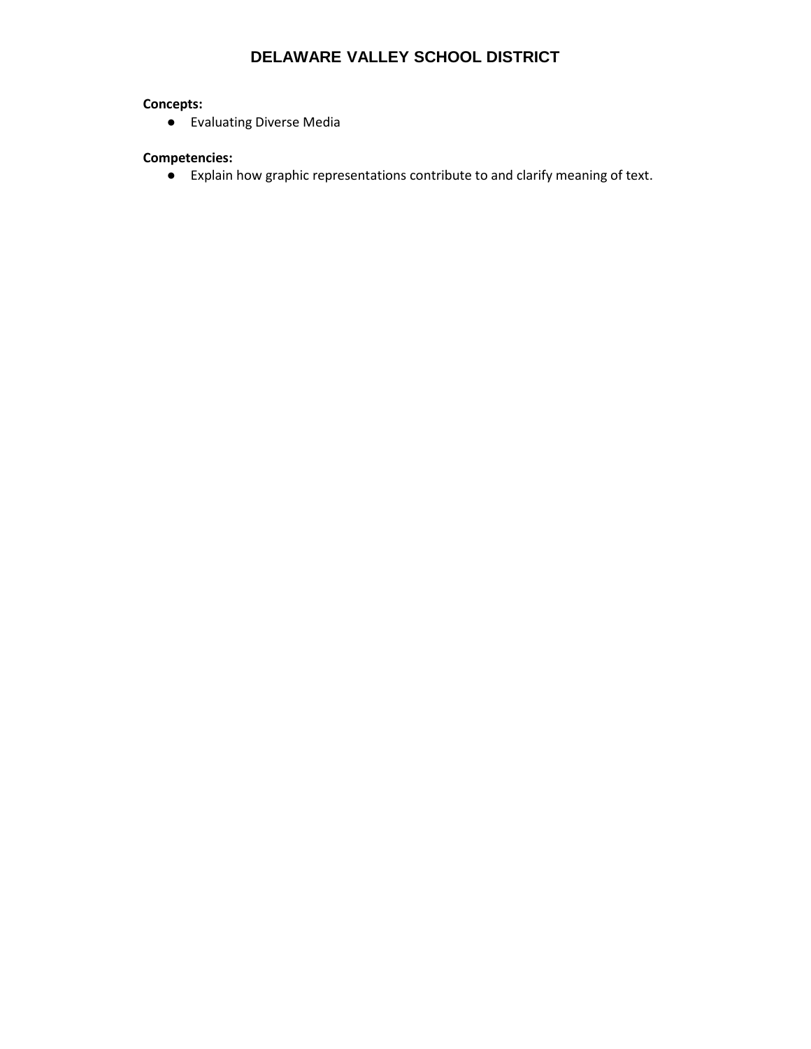**Concepts:**

- Evaluating Diverse Media

**Competencies:**

- Explain how graphic representations contribute to and clarify meaning of text.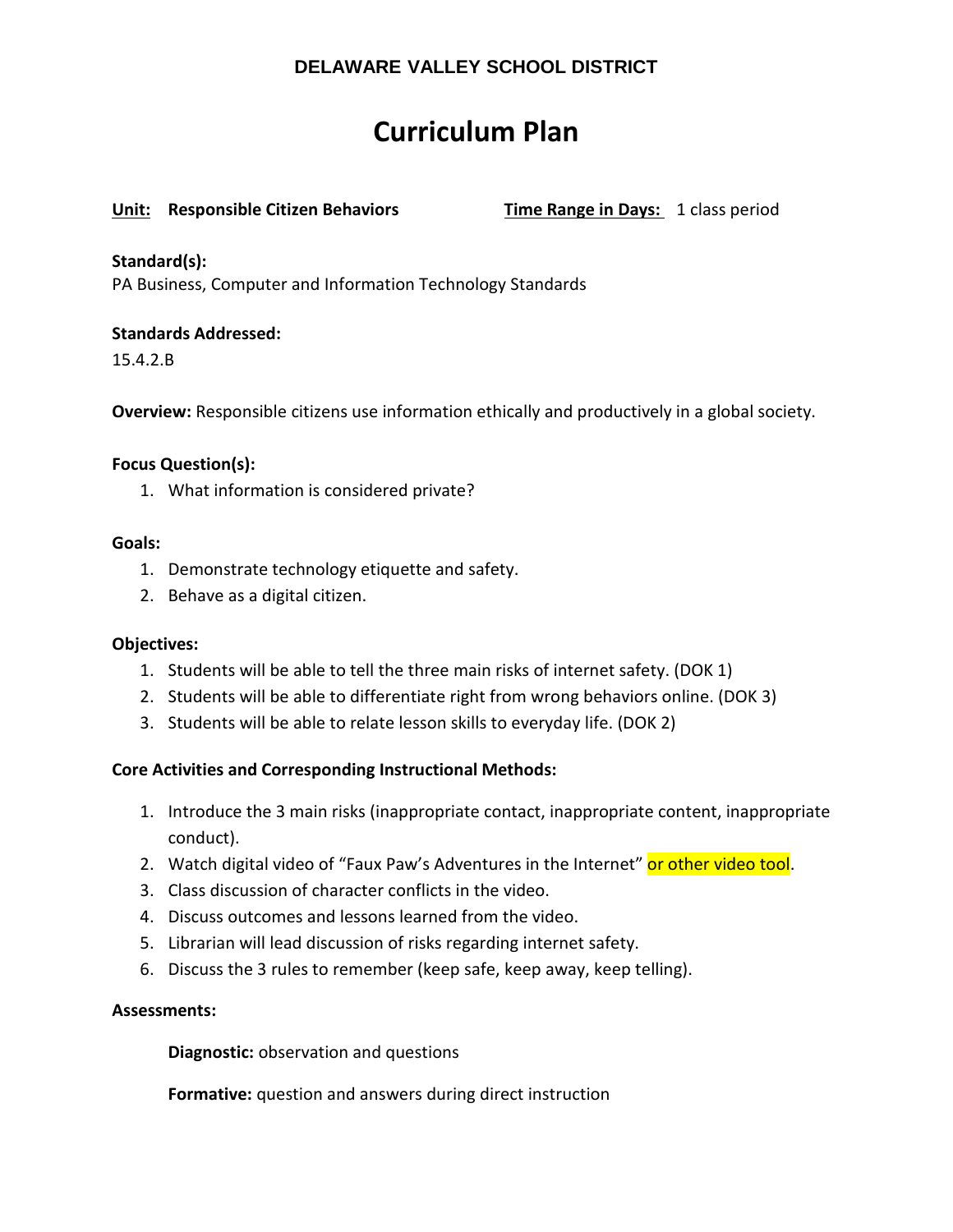**DELAWARE VALLEY SCHOOL DISTRICT**

# Curriculum Plan

**Unit: Responsible Citizen Behaviors** **Time Range in Days:** 1 class period

**Standard(s):**
PA Business, Computer and Information Technology Standards

**Standards Addressed:**
15.4.2.B

**Overview:** Responsible citizens use information ethically and productively in a global society.

**Focus Question(s):**

1. What information is considered private?

**Goals:**

1. Demonstrate technology etiquette and safety.
2. Behave as a digital citizen.

**Objectives:**

1. Students will be able to tell the three main risks of internet safety. (DOK 1)
2. Students will be able to differentiate right from wrong behaviors online. (DOK 3)
3. Students will be able to relate lesson skills to everyday life. (DOK 2)

**Core Activities and Corresponding Instructional Methods:**

1. Introduce the 3 main risks (inappropriate contact, inappropriate content, inappropriate conduct).
2. Watch digital video of "Faux Paw's Adventures in the Internet" or other video tool.
3. Class discussion of character conflicts in the video.
4. Discuss outcomes and lessons learned from the video.
5. Librarian will lead discussion of risks regarding internet safety.
6. Discuss the 3 rules to remember (keep safe, keep away, keep telling).

**Assessments:**

**Diagnostic:** observation and questions

**Formative:** question and answers during direct instruction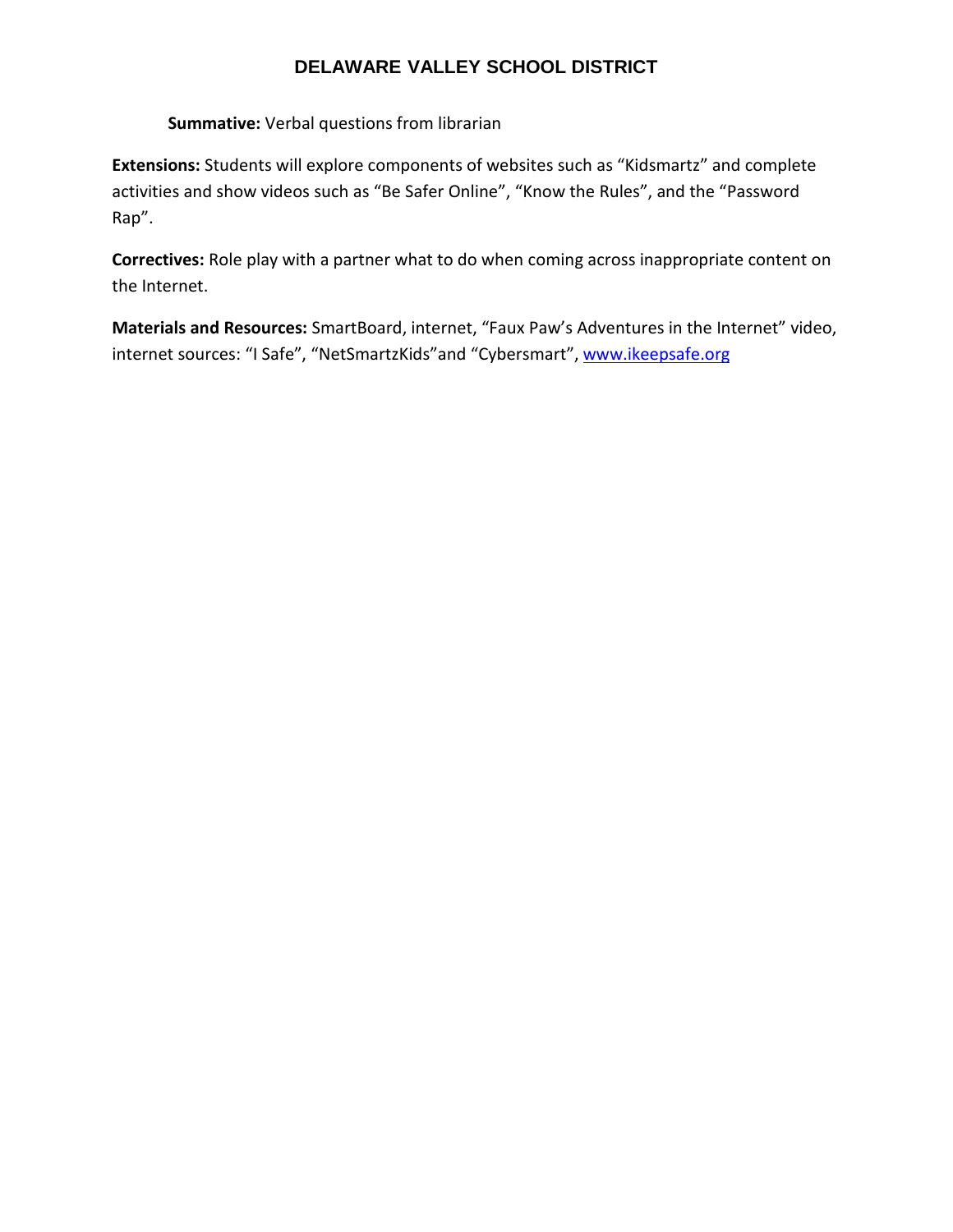**Summative:** Verbal questions from librarian

**Extensions:** Students will explore components of websites such as "Kidsmartz" and complete activities and show videos such as "Be Safer Online", "Know the Rules", and the "Password Rap".

**Correctives:** Role play with a partner what to do when coming across inappropriate content on the Internet.

**Materials and Resources:** SmartBoard, internet, "Faux Paw's Adventures in the Internet" video, internet sources: "I Safe", "NetSmartzKids"and "Cybersmart", [www.ikeepsafe.org](http://www.ikeepsafe.org)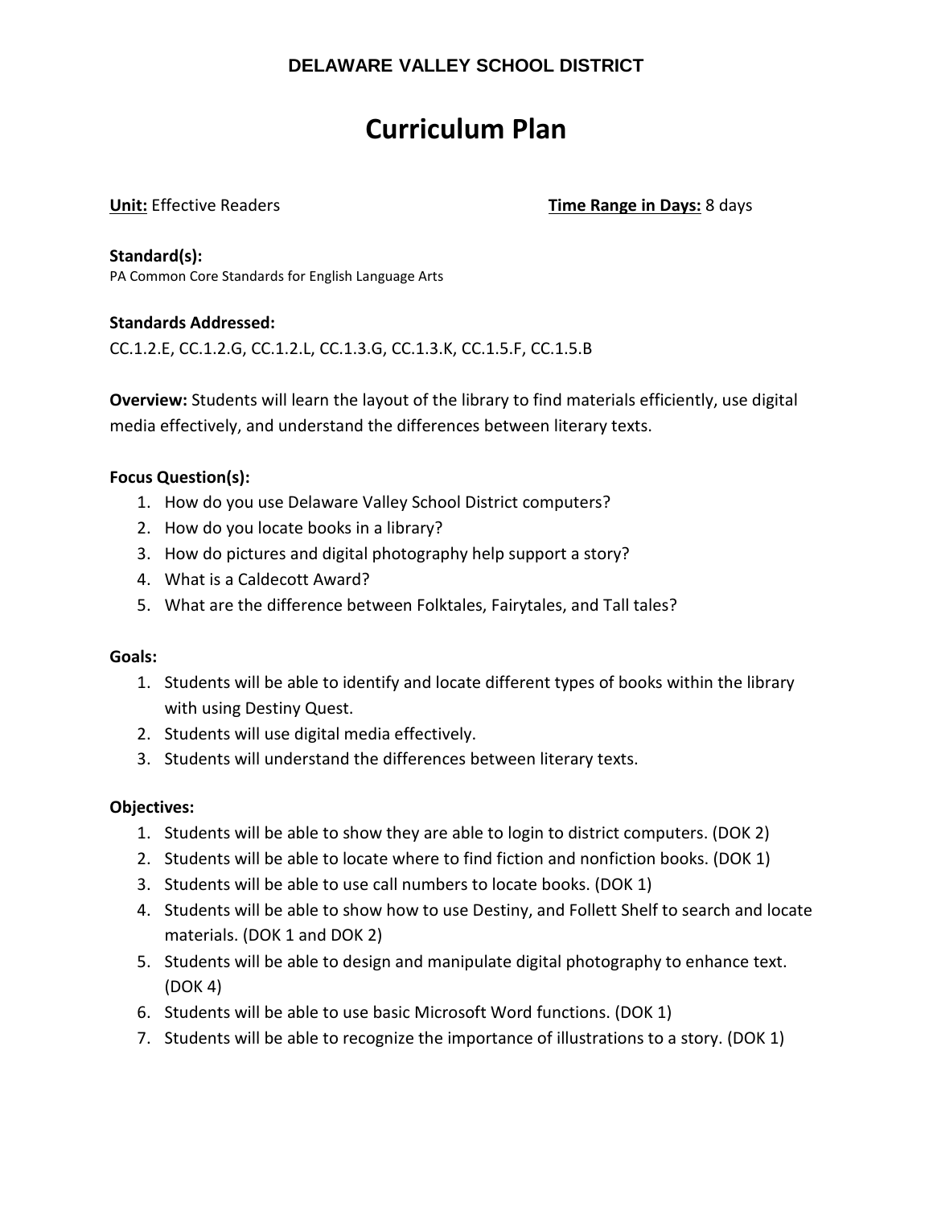**DELAWARE VALLEY SCHOOL DISTRICT**

# Curriculum Plan

**Unit:** Effective Readers **Time Range in Days:** 8 days

**Standard(s):**
PA Common Core Standards for English Language Arts

**Standards Addressed:**
CC.1.2.E, CC.1.2.G, CC.1.2.L, CC.1.3.G, CC.1.3.K, CC.1.5.F, CC.1.5.B

**Overview:** Students will learn the layout of the library to find materials efficiently, use digital media effectively, and understand the differences between literary texts.

**Focus Question(s):**

1. How do you use Delaware Valley School District computers?
2. How do you locate books in a library?
3. How do pictures and digital photography help support a story?
4. What is a Caldecott Award?
5. What are the difference between Folktales, Fairytales, and Tall tales?

**Goals:**

1. Students will be able to identify and locate different types of books within the library with using Destiny Quest.
2. Students will use digital media effectively.
3. Students will understand the differences between literary texts.

**Objectives:**

1. Students will be able to show they are able to login to district computers. (DOK 2)
2. Students will be able to locate where to find fiction and nonfiction books. (DOK 1)
3. Students will be able to use call numbers to locate books. (DOK 1)
4. Students will be able to show how to use Destiny, and Follett Shelf to search and locate materials. (DOK 1 and DOK 2)
5. Students will be able to design and manipulate digital photography to enhance text. (DOK 4)
6. Students will be able to use basic Microsoft Word functions. (DOK 1)
7. Students will be able to recognize the importance of illustrations to a story. (DOK 1)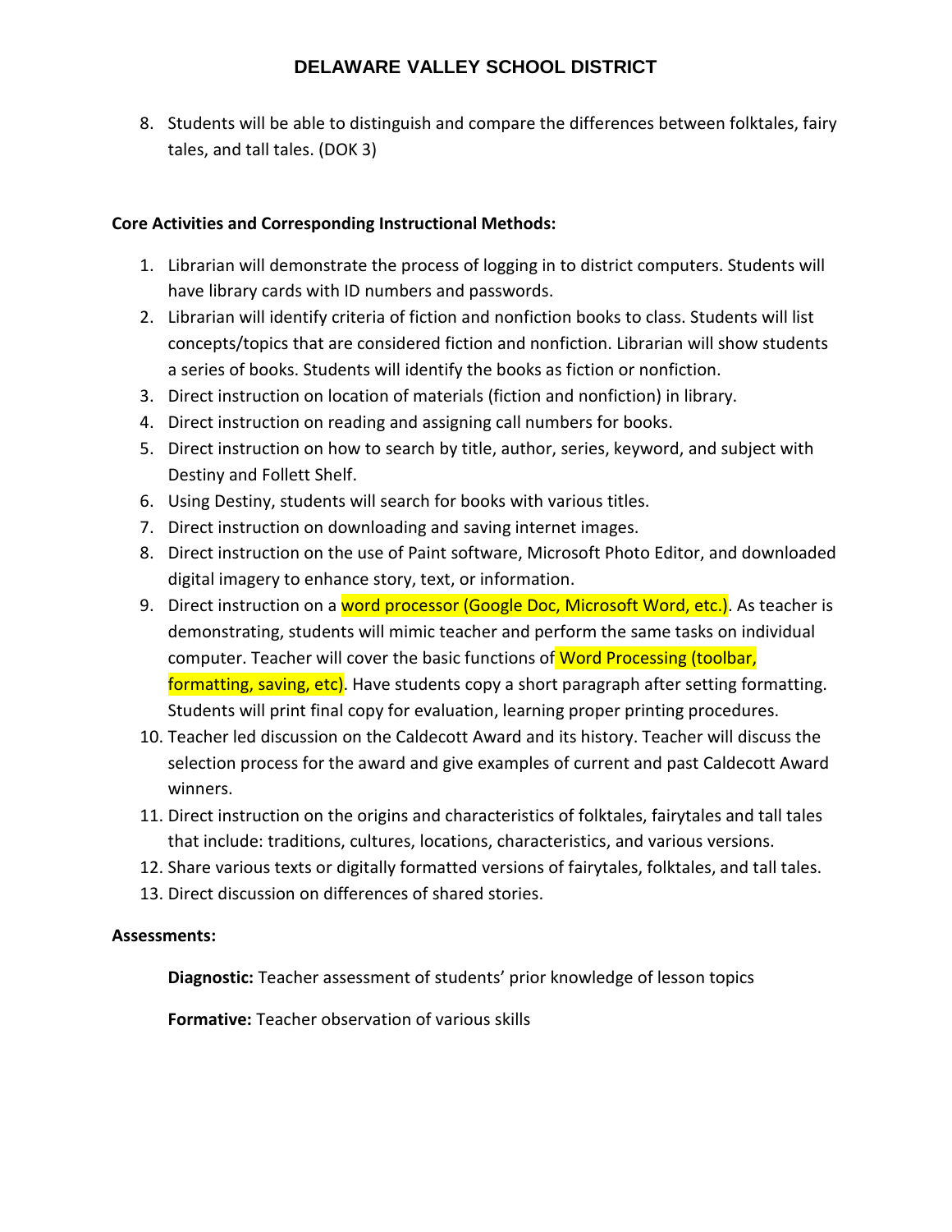8. Students will be able to distinguish and compare the differences between folktales, fairy tales, and tall tales. (DOK 3)

**Core Activities and Corresponding Instructional Methods:**

1. Librarian will demonstrate the process of logging in to district computers. Students will have library cards with ID numbers and passwords.
2. Librarian will identify criteria of fiction and nonfiction books to class. Students will list concepts/topics that are considered fiction and nonfiction. Librarian will show students a series of books. Students will identify the books as fiction or nonfiction.
3. Direct instruction on location of materials (fiction and nonfiction) in library.
4. Direct instruction on reading and assigning call numbers for books.
5. Direct instruction on how to search by title, author, series, keyword, and subject with Destiny and Follett Shelf.
6. Using Destiny, students will search for books with various titles.
7. Direct instruction on downloading and saving internet images.
8. Direct instruction on the use of Paint software, Microsoft Photo Editor, and downloaded digital imagery to enhance story, text, or information.
9. Direct instruction on a word processor (Google Doc, Microsoft Word, etc.). As teacher is demonstrating, students will mimic teacher and perform the same tasks on individual computer. Teacher will cover the basic functions of Word Processing (toolbar, formatting, saving, etc). Have students copy a short paragraph after setting formatting. Students will print final copy for evaluation, learning proper printing procedures.
10. Teacher led discussion on the Caldecott Award and its history. Teacher will discuss the selection process for the award and give examples of current and past Caldecott Award winners.
11. Direct instruction on the origins and characteristics of folktales, fairytales and tall tales that include: traditions, cultures, locations, characteristics, and various versions.
12. Share various texts or digitally formatted versions of fairytales, folktales, and tall tales.
13. Direct discussion on differences of shared stories.

**Assessments:**

**Diagnostic:** Teacher assessment of students' prior knowledge of lesson topics

**Formative:** Teacher observation of various skills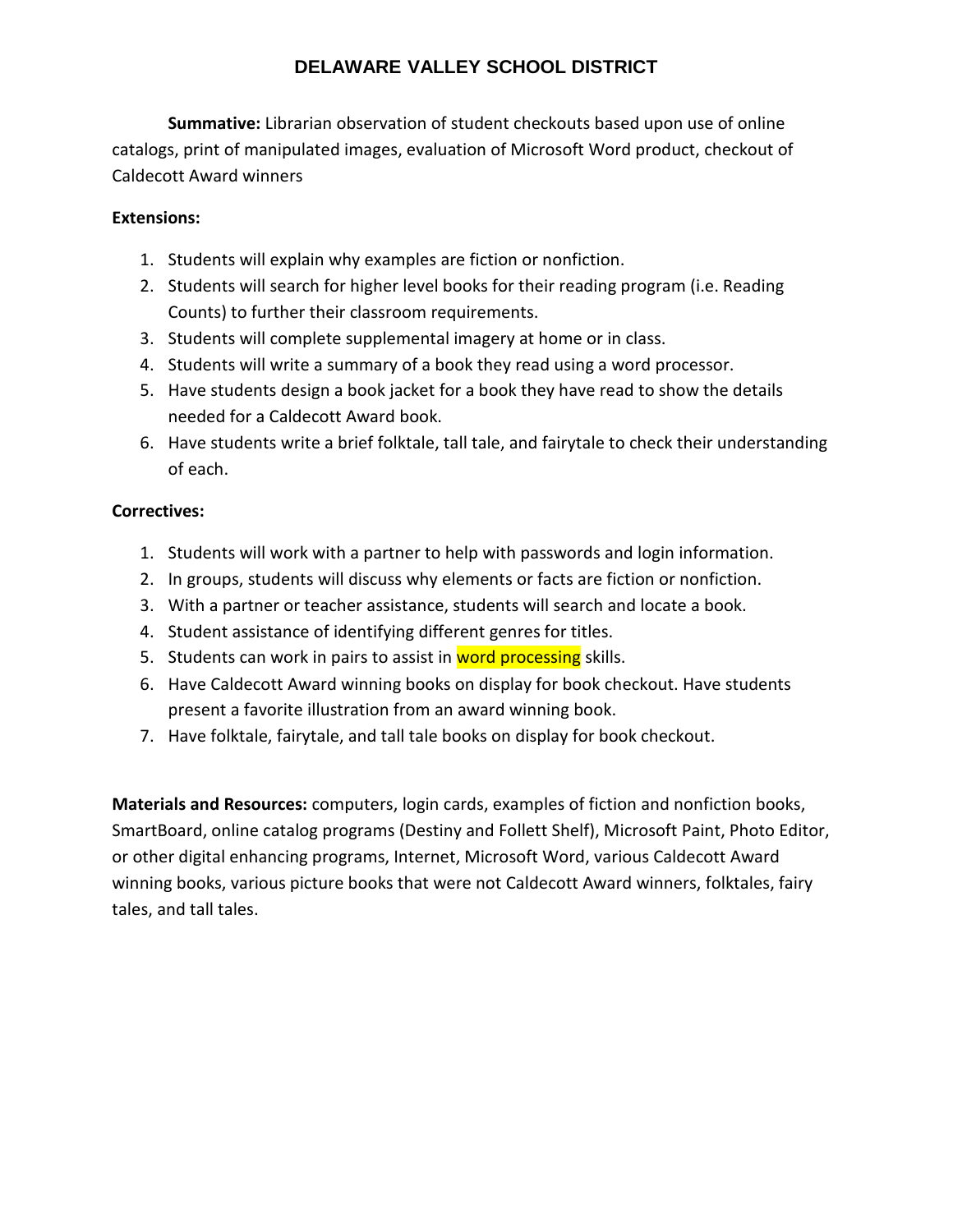**Summative:** Librarian observation of student checkouts based upon use of online catalogs, print of manipulated images, evaluation of Microsoft Word product, checkout of Caldecott Award winners

**Extensions:**

1. Students will explain why examples are fiction or nonfiction.
2. Students will search for higher level books for their reading program (i.e. Reading Counts) to further their classroom requirements.
3. Students will complete supplemental imagery at home or in class.
4. Students will write a summary of a book they read using a word processor.
5. Have students design a book jacket for a book they have read to show the details needed for a Caldecott Award book.
6. Have students write a brief folktale, tall tale, and fairytale to check their understanding of each.

**Correctives:**

1. Students will work with a partner to help with passwords and login information.
2. In groups, students will discuss why elements or facts are fiction or nonfiction.
3. With a partner or teacher assistance, students will search and locate a book.
4. Student assistance of identifying different genres for titles.
5. Students can work in pairs to assist in word processing skills.
6. Have Caldecott Award winning books on display for book checkout. Have students present a favorite illustration from an award winning book.
7. Have folktale, fairytale, and tall tale books on display for book checkout.

**Materials and Resources:** computers, login cards, examples of fiction and nonfiction books, SmartBoard, online catalog programs (Destiny and Follett Shelf), Microsoft Paint, Photo Editor, or other digital enhancing programs, Internet, Microsoft Word, various Caldecott Award winning books, various picture books that were not Caldecott Award winners, folktales, fairy tales, and tall tales.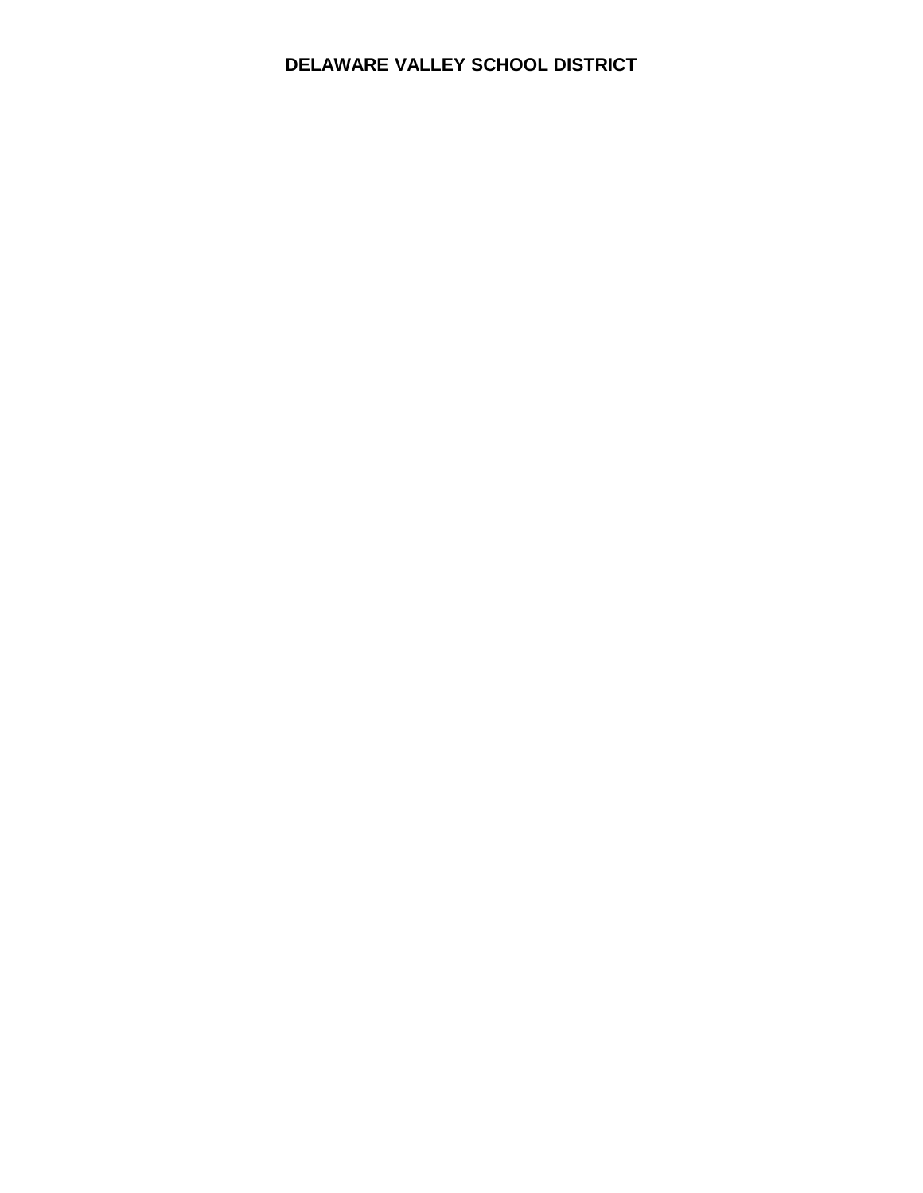**DELAWARE VALLEY SCHOOL DISTRICT**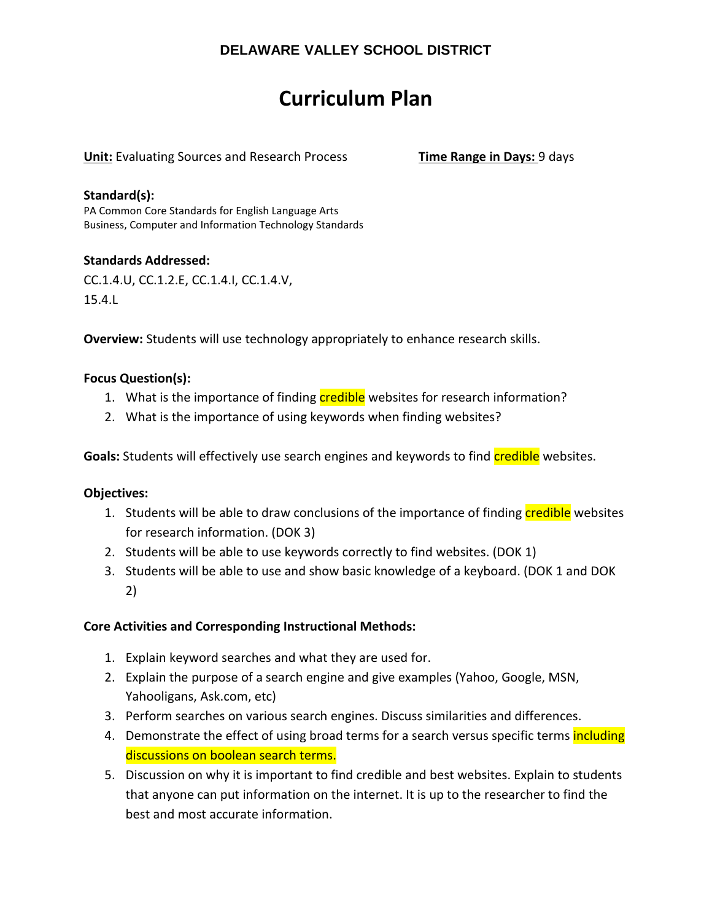**DELAWARE VALLEY SCHOOL DISTRICT**

# Curriculum Plan

**Unit:** Evaluating Sources and Research Process **Time Range in Days:** 9 days

**Standard(s):**
PA Common Core Standards for English Language Arts
Business, Computer and Information Technology Standards

**Standards Addressed:**
CC.1.4.U, CC.1.2.E, CC.1.4.I, CC.1.4.V,
15.4.L

**Overview:** Students will use technology appropriately to enhance research skills.

**Focus Question(s):**

1. What is the importance of finding credible websites for research information?
2. What is the importance of using keywords when finding websites?

**Goals:** Students will effectively use search engines and keywords to find credible websites.

**Objectives:**

1. Students will be able to draw conclusions of the importance of finding credible websites for research information. (DOK 3)
2. Students will be able to use keywords correctly to find websites. (DOK 1)
3. Students will be able to use and show basic knowledge of a keyboard. (DOK 1 and DOK 2)

**Core Activities and Corresponding Instructional Methods:**

1. Explain keyword searches and what they are used for.
2. Explain the purpose of a search engine and give examples (Yahoo, Google, MSN, Yahooligans, Ask.com, etc)
3. Perform searches on various search engines. Discuss similarities and differences.
4. Demonstrate the effect of using broad terms for a search versus specific terms including discussions on boolean search terms.
5. Discussion on why it is important to find credible and best websites. Explain to students that anyone can put information on the internet. It is up to the researcher to find the best and most accurate information.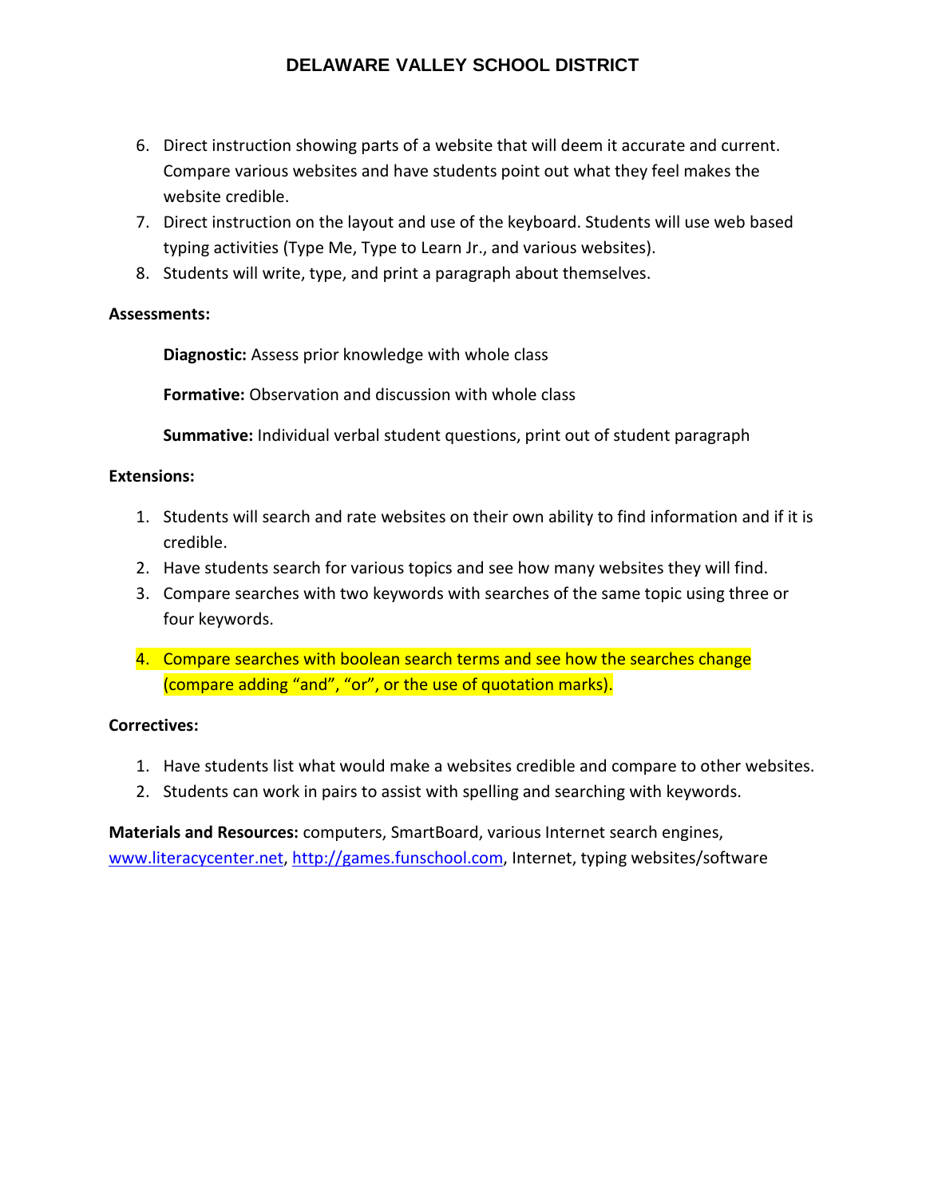6. Direct instruction showing parts of a website that will deem it accurate and current. Compare various websites and have students point out what they feel makes the website credible.
7. Direct instruction on the layout and use of the keyboard. Students will use web based typing activities (Type Me, Type to Learn Jr., and various websites).
8. Students will write, type, and print a paragraph about themselves.

**Assessments:**

**Diagnostic:** Assess prior knowledge with whole class

**Formative:** Observation and discussion with whole class

**Summative:** Individual verbal student questions, print out of student paragraph

**Extensions:**

1. Students will search and rate websites on their own ability to find information and if it is credible.
2. Have students search for various topics and see how many websites they will find.
3. Compare searches with two keywords with searches of the same topic using three or four keywords.
4. Compare searches with boolean search terms and see how the searches change (compare adding "and", "or", or the use of quotation marks).

**Correctives:**

1. Have students list what would make a websites credible and compare to other websites.
2. Students can work in pairs to assist with spelling and searching with keywords.

**Materials and Resources:** computers, SmartBoard, various Internet search engines, www.literacycenter.net, http://games.funschool.com, Internet, typing websites/software